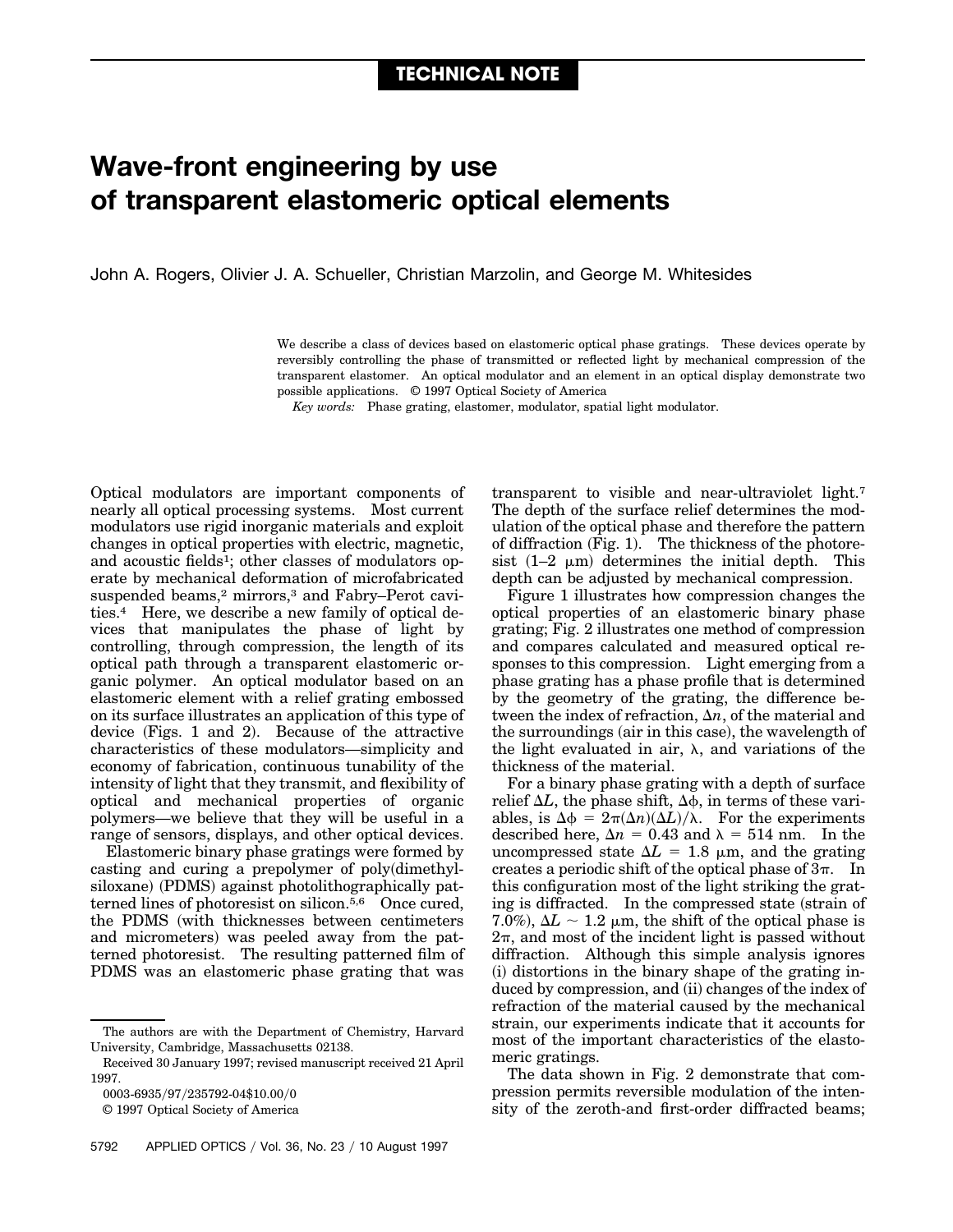**TECHNICAL NOTE**

# Wave-front engineering by use of transparent elastomeric optical elements

John A. Rogers, Olivier J. A. Schueller, Christian Marzolin, and George M. Whitesides

We describe a class of devices based on elastomeric optical phase gratings. These devices operate by reversibly controlling the phase of transmitted or reflected light by mechanical compression of the transparent elastomer. An optical modulator and an element in an optical display demonstrate two possible applications. © 1997 Optical Society of America

*Key words:* Phase grating, elastomer, modulator, spatial light modulator.

Optical modulators are important components of nearly all optical processing systems. Most current modulators use rigid inorganic materials and exploit changes in optical properties with electric, magnetic, and acoustic fields[1]; other classes of modulators operate by mechanical deformation of microfabricated suspended beams,[2] mirrors,[3] and Fabry–Perot cavities.[4] Here, we describe a new family of optical devices that manipulates the phase of light by controlling, through compression, the length of its optical path through a transparent elastomeric organic polymer. An optical modulator based on an elastomeric element with a relief grating embossed on its surface illustrates an application of this type of device (Figs. 1 and 2). Because of the attractive characteristics of these modulators—simplicity and economy of fabrication, continuous tunability of the intensity of light that they transmit, and flexibility of optical and mechanical properties of organic polymers—we believe that they will be useful in a range of sensors, displays, and other optical devices.

Elastomeric binary phase gratings were formed by casting and curing a prepolymer of poly(dimethylsiloxane) (PDMS) against photolithographically patterned lines of photoresist on silicon.[5,6] Once cured, the PDMS (with thicknesses between centimeters and micrometers) was peeled away from the patterned photoresist. The resulting patterned film of PDMS was an elastomeric phase grating that was transparent to visible and near-ultraviolet light.[7] The depth of the surface relief determines the modulation of the optical phase and therefore the pattern of diffraction (Fig. 1). The thickness of the photoresist (1–2 μm) determines the initial depth. This depth can be adjusted by mechanical compression.

Figure 1 illustrates how compression changes the optical properties of an elastomeric binary phase grating; Fig. 2 illustrates one method of compression and compares calculated and measured optical responses to this compression. Light emerging from a phase grating has a phase profile that is determined by the geometry of the grating, the difference between the index of refraction, $\Delta n$, of the material and the surroundings (air in this case), the wavelength of the light evaluated in air, $\lambda$, and variations of the thickness of the material.

For a binary phase grating with a depth of surface relief $\Delta L$, the phase shift, $\Delta\phi$, in terms of these variables, is $\Delta\phi = 2\pi(\Delta n)(\Delta L)/\lambda$. For the experiments described here, $\Delta n = 0.43$ and $\lambda = 514$ nm. In the uncompressed state $\Delta L = 1.8$ μm, and the grating creates a periodic shift of the optical phase of $3\pi$. In this configuration most of the light striking the grating is diffracted. In the compressed state (strain of 7.0%), $\Delta L \sim 1.2$ μm, the shift of the optical phase is $2\pi$, and most of the incident light is passed without diffraction. Although this simple analysis ignores (i) distortions in the binary shape of the grating induced by compression, and (ii) changes of the index of refraction of the material caused by the mechanical strain, our experiments indicate that it accounts for most of the important characteristics of the elastomeric gratings.

The data shown in Fig. 2 demonstrate that compression permits reversible modulation of the intensity of the zeroth-and first-order diffracted beams;

---

The authors are with the Department of Chemistry, Harvard University, Cambridge, Massachusetts 02138.

Received 30 January 1997; revised manuscript received 21 April 1997.

0003-6935/97/235792-04$10.00/0

© 1997 Optical Society of America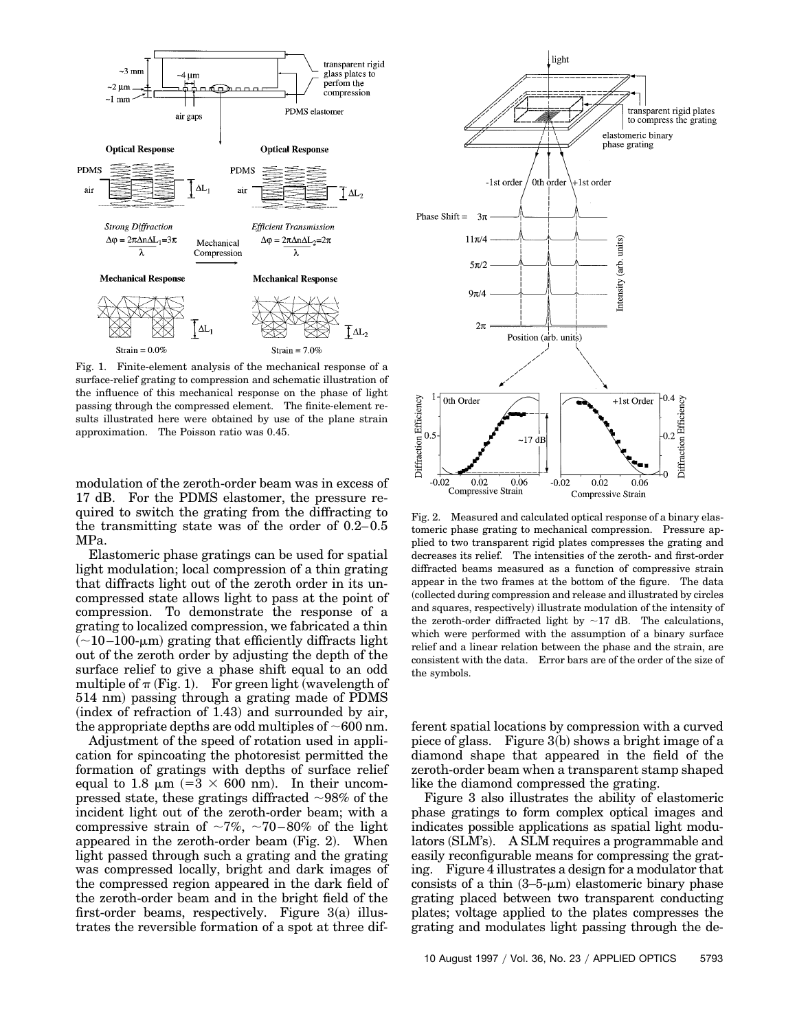Fig. 1. Finite-element analysis of the mechanical response of a surface-relief grating to compression and schematic illustration of the influence of this mechanical response on the phase of light passing through the compressed element. The finite-element results illustrated here were obtained by use of the plane strain approximation. The Poisson ratio was 0.45.

modulation of the zeroth-order beam was in excess of 17 dB. For the PDMS elastomer, the pressure required to switch the grating from the diffracting to the transmitting state was of the order of 0.2–0.5 MPa.

Elastomeric phase gratings can be used for spatial light modulation; local compression of a thin grating that diffracts light out of the zeroth order in its uncompressed state allows light to pass at the point of compression. To demonstrate the response of a grating to localized compression, we fabricated a thin (~10–100-$\mu$m) grating that efficiently diffracts light out of the zeroth order by adjusting the depth of the surface relief to give a phase shift equal to an odd multiple of $\pi$ (Fig. 1). For green light (wavelength of 514 nm) passing through a grating made of PDMS (index of refraction of 1.43) and surrounded by air, the appropriate depths are odd multiples of ~600 nm.

Adjustment of the speed of rotation used in application for spincoating the photoresist permitted the formation of gratings with depths of surface relief equal to 1.8 $\mu$m (=3 × 600 nm). In their uncompressed state, these gratings diffracted ~98% of the incident light out of the zeroth-order beam; with a compressive strain of ~7%, ~70–80% of the light appeared in the zeroth-order beam (Fig. 2). When light passed through such a grating and the grating was compressed locally, bright and dark images of the compressed region appeared in the dark field of the zeroth-order beam and in the bright field of the first-order beams, respectively. Figure 3(a) illustrates the reversible formation of a spot at three different spatial locations by compression with a curved piece of glass. Figure 3(b) shows a bright image of a diamond shape that appeared in the field of the zeroth-order beam when a transparent stamp shaped like the diamond compressed the grating.

Fig. 2. Measured and calculated optical response of a binary elastomeric phase grating to mechanical compression. Pressure applied to two transparent rigid plates compresses the grating and decreases its relief. The intensities of the zeroth- and first-order diffracted beams measured as a function of compressive strain appear in the two frames at the bottom of the figure. The data (collected during compression and release and illustrated by circles and squares, respectively) illustrate modulation of the intensity of the zeroth-order diffracted light by ~17 dB. The calculations, which were performed with the assumption of a binary surface relief and a linear relation between the phase and the strain, are consistent with the data. Error bars are of the order of the size of the symbols.

Figure 3 also illustrates the ability of elastomeric phase gratings to form complex optical images and indicates possible applications as spatial light modulators (SLM's). A SLM requires a programmable and easily reconfigurable means for compressing the grating. Figure 4 illustrates a design for a modulator that consists of a thin (3–5-$\mu$m) elastomeric binary phase grating placed between two transparent conducting plates; voltage applied to the plates compresses the grating and modulates light passing through the de-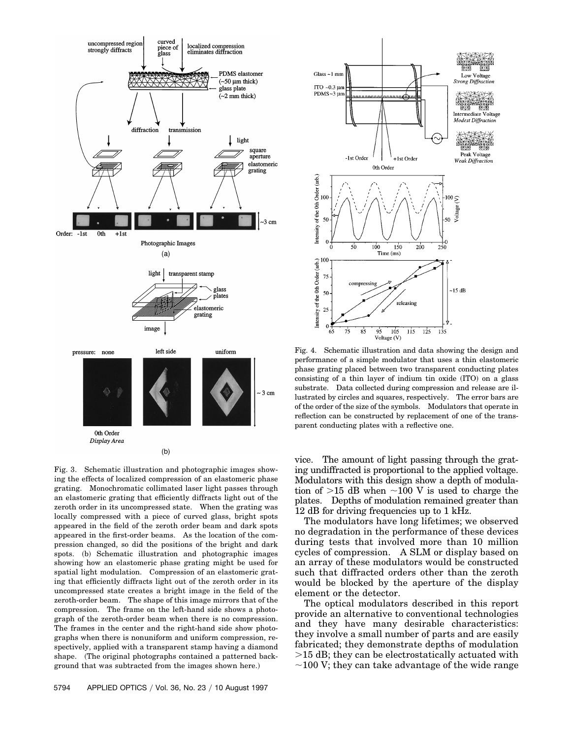Fig. 3. Schematic illustration and photographic images showing the effects of localized compression of an elastomeric phase grating. Monochromatic collimated laser light passes through an elastomeric grating that efficiently diffracts light out of the zeroth order in its uncompressed state. When the grating was locally compressed with a piece of curved glass, bright spots appeared in the field of the zeroth order beam and dark spots appeared in the first-order beams. As the location of the compression changed, so did the positions of the bright and dark spots. (b) Schematic illustration and photographic images showing how an elastomeric phase grating might be used for spatial light modulation. Compression of an elastomeric grating that efficiently diffracts light out of the zeroth order in its uncompressed state creates a bright image in the field of the zeroth-order beam. The shape of this image mirrors that of the compression. The frame on the left-hand side shows a photograph of the zeroth-order beam when there is no compression. The frames in the center and the right-hand side show photographs when there is nonuniform and uniform compression, respectively, applied with a transparent stamp having a diamond shape. (The original photographs contained a patterned background that was subtracted from the images shown here.)

Fig. 4. Schematic illustration and data showing the design and performance of a simple modulator that uses a thin elastomeric phase grating placed between two transparent conducting plates consisting of a thin layer of indium tin oxide (ITO) on a glass substrate. Data collected during compression and release are illustrated by circles and squares, respectively. The error bars are of the order of the size of the symbols. Modulators that operate in reflection can be constructed by replacement of one of the transparent conducting plates with a reflective one.

vice. The amount of light passing through the grating undiffracted is proportional to the applied voltage. Modulators with this design show a depth of modulation of >15 dB when ~100 V is used to charge the plates. Depths of modulation remained greater than 12 dB for driving frequencies up to 1 kHz.

The modulators have long lifetimes; we observed no degradation in the performance of these devices during tests that involved more than 10 million cycles of compression. A SLM or display based on an array of these modulators would be constructed such that diffracted orders other than the zeroth would be blocked by the aperture of the display element or the detector.

The optical modulators described in this report provide an alternative to conventional technologies and they have many desirable characteristics: they involve a small number of parts and are easily fabricated; they demonstrate depths of modulation >15 dB; they can be electrostatically actuated with ~100 V; they can take advantage of the wide range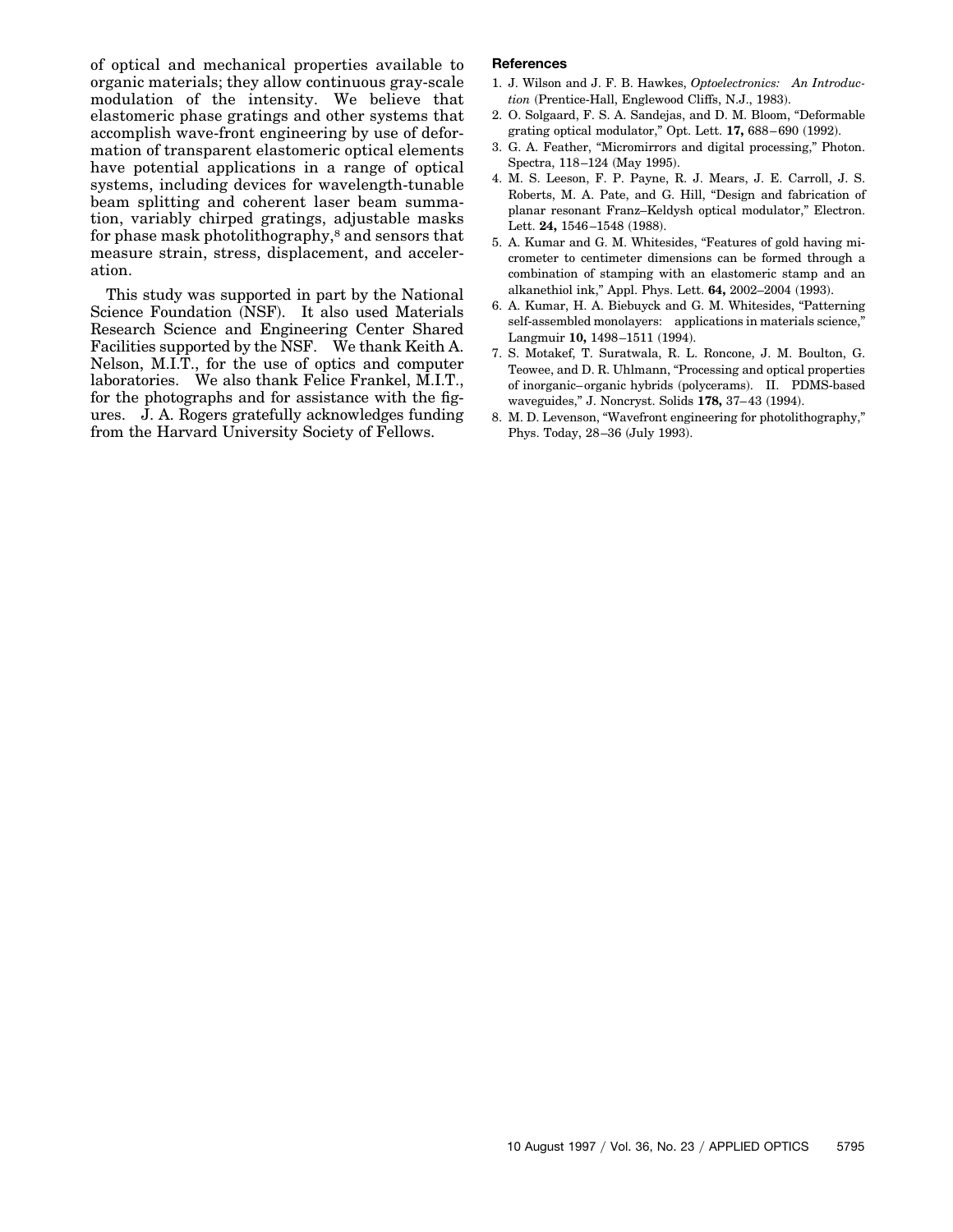of optical and mechanical properties available to organic materials; they allow continuous gray-scale modulation of the intensity. We believe that elastomeric phase gratings and other systems that accomplish wave-front engineering by use of deformation of transparent elastomeric optical elements have potential applications in a range of optical systems, including devices for wavelength-tunable beam splitting and coherent laser beam summation, variably chirped gratings, adjustable masks for phase mask photolithography,[8] and sensors that measure strain, stress, displacement, and acceleration.

This study was supported in part by the National Science Foundation (NSF). It also used Materials Research Science and Engineering Center Shared Facilities supported by the NSF. We thank Keith A. Nelson, M.I.T., for the use of optics and computer laboratories. We also thank Felice Frankel, M.I.T., for the photographs and for assistance with the figures. J. A. Rogers gratefully acknowledges funding from the Harvard University Society of Fellows.

## References

1. J. Wilson and J. F. B. Hawkes, *Optoelectronics: An Introduction* (Prentice-Hall, Englewood Cliffs, N.J., 1983).
2. O. Solgaard, F. S. A. Sandejas, and D. M. Bloom, "Deformable grating optical modulator," Opt. Lett. **17,** 688–690 (1992).
3. G. A. Feather, "Micromirrors and digital processing," Photon. Spectra, 118–124 (May 1995).
4. M. S. Leeson, F. P. Payne, R. J. Mears, J. E. Carroll, J. S. Roberts, M. A. Pate, and G. Hill, "Design and fabrication of planar resonant Franz–Keldysh optical modulator," Electron. Lett. **24,** 1546–1548 (1988).
5. A. Kumar and G. M. Whitesides, "Features of gold having micrometer to centimeter dimensions can be formed through a combination of stamping with an elastomeric stamp and an alkanethiol ink," Appl. Phys. Lett. **64,** 2002–2004 (1993).
6. A. Kumar, H. A. Biebuyck and G. M. Whitesides, "Patterning self-assembled monolayers: applications in materials science," Langmuir **10,** 1498–1511 (1994).
7. S. Motakef, T. Suratwala, R. L. Roncone, J. M. Boulton, G. Teowee, and D. R. Uhlmann, "Processing and optical properties of inorganic–organic hybrids (polycerams). II. PDMS-based waveguides," J. Noncryst. Solids **178,** 37–43 (1994).
8. M. D. Levenson, "Wavefront engineering for photolithography," Phys. Today, 28–36 (July 1993).